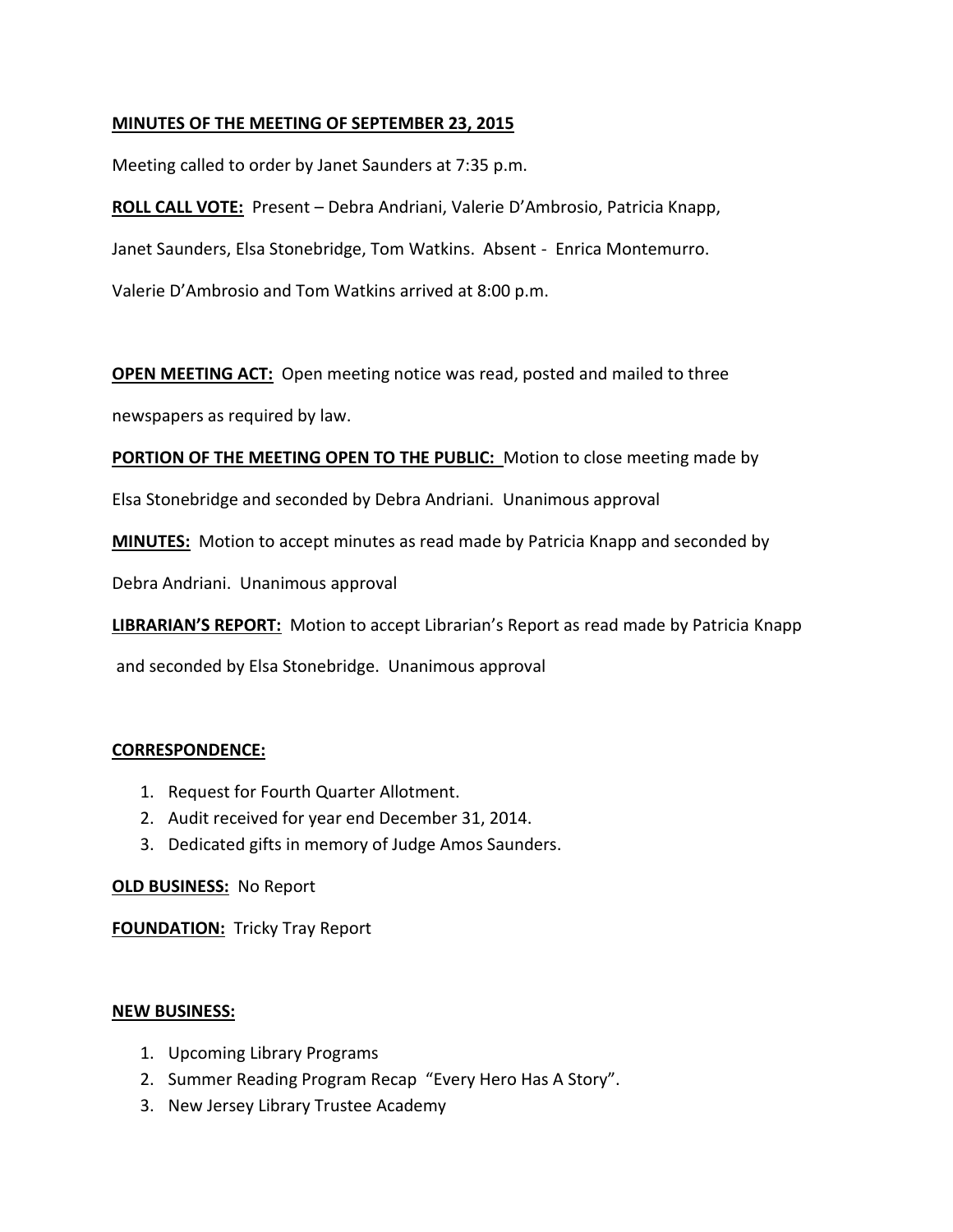**MINUTES OF THE MEETING OF SEPTEMBER 23, 2015**

Meeting called to order by Janet Saunders at 7:35 p.m.

**ROLL CALL VOTE:** Present – Debra Andriani, Valerie D'Ambrosio, Patricia Knapp, Janet Saunders, Elsa Stonebridge, Tom Watkins. Absent - Enrica Montemurro.

Valerie D'Ambrosio and Tom Watkins arrived at 8:00 p.m.

**OPEN MEETING ACT:** Open meeting notice was read, posted and mailed to three newspapers as required by law.

**PORTION OF THE MEETING OPEN TO THE PUBLIC:** Motion to close meeting made by Elsa Stonebridge and seconded by Debra Andriani. Unanimous approval

**MINUTES:** Motion to accept minutes as read made by Patricia Knapp and seconded by Debra Andriani. Unanimous approval

**LIBRARIAN'S REPORT:** Motion to accept Librarian's Report as read made by Patricia Knapp and seconded by Elsa Stonebridge. Unanimous approval

**CORRESPONDENCE:**

1. Request for Fourth Quarter Allotment.
2. Audit received for year end December 31, 2014.
3. Dedicated gifts in memory of Judge Amos Saunders.

**OLD BUSINESS:** No Report

**FOUNDATION:** Tricky Tray Report

**NEW BUSINESS:**

1. Upcoming Library Programs
2. Summer Reading Program Recap "Every Hero Has A Story".
3. New Jersey Library Trustee Academy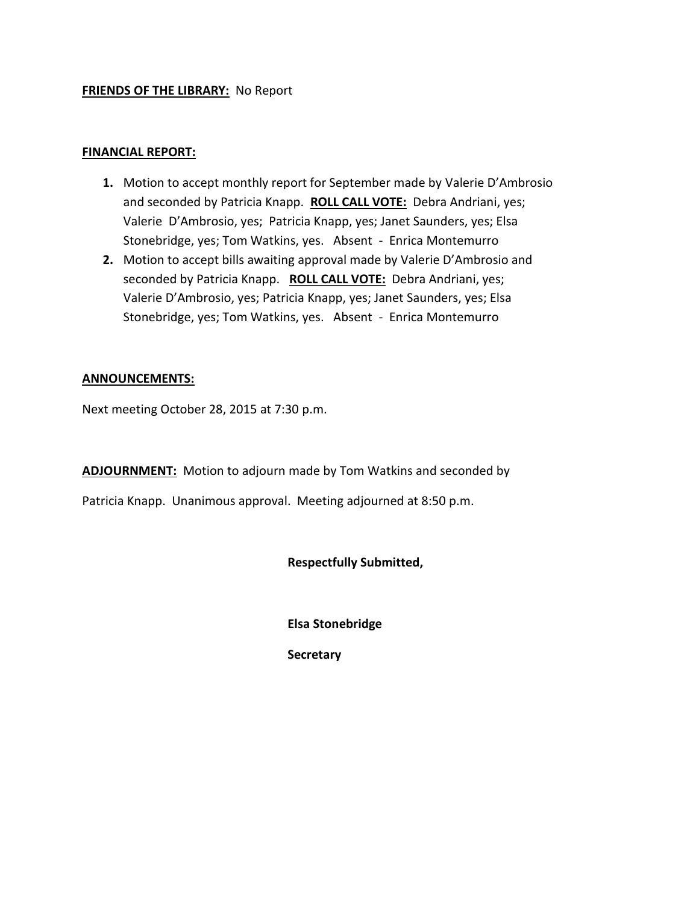**FRIENDS OF THE LIBRARY:** No Report

**FINANCIAL REPORT:**

1. Motion to accept monthly report for September made by Valerie D'Ambrosio and seconded by Patricia Knapp. **ROLL CALL VOTE:** Debra Andriani, yes; Valerie D'Ambrosio, yes; Patricia Knapp, yes; Janet Saunders, yes; Elsa Stonebridge, yes; Tom Watkins, yes. Absent - Enrica Montemurro
2. Motion to accept bills awaiting approval made by Valerie D'Ambrosio and seconded by Patricia Knapp. **ROLL CALL VOTE:** Debra Andriani, yes; Valerie D'Ambrosio, yes; Patricia Knapp, yes; Janet Saunders, yes; Elsa Stonebridge, yes; Tom Watkins, yes. Absent - Enrica Montemurro

**ANNOUNCEMENTS:**

Next meeting October 28, 2015 at 7:30 p.m.

**ADJOURNMENT:** Motion to adjourn made by Tom Watkins and seconded by Patricia Knapp. Unanimous approval. Meeting adjourned at 8:50 p.m.

**Respectfully Submitted,**

**Elsa Stonebridge**

**Secretary**